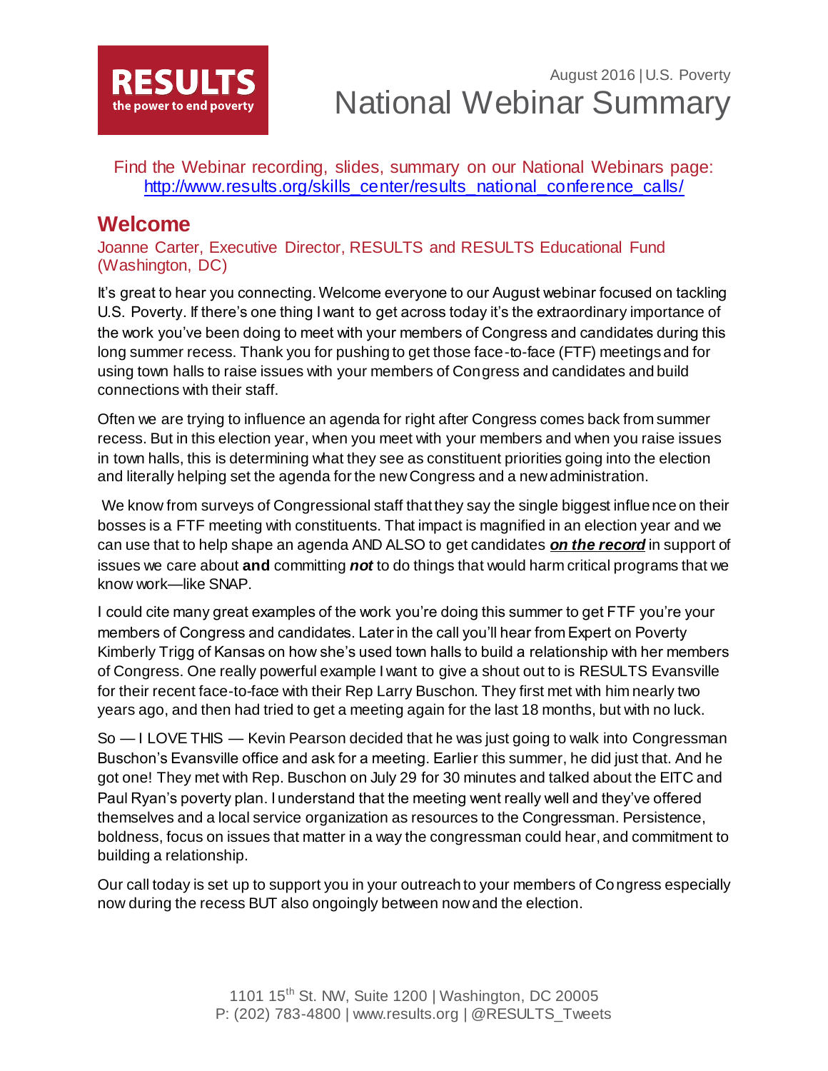**RESULTS**
the power to end poverty

August 2016 | U.S. Poverty

# National Webinar Summary

Find the Webinar recording, slides, summary on our National Webinars page: [http://www.results.org/skills_center/results_national_conference_calls/](http://www.results.org/skills_center/results_national_conference_calls/)

## Welcome

Joanne Carter, Executive Director, RESULTS and RESULTS Educational Fund (Washington, DC)

It's great to hear you connecting. Welcome everyone to our August webinar focused on tackling U.S. Poverty. If there's one thing I want to get across today it's the extraordinary importance of the work you've been doing to meet with your members of Congress and candidates during this long summer recess. Thank you for pushing to get those face-to-face (FTF) meetings and for using town halls to raise issues with your members of Congress and candidates and build connections with their staff.

Often we are trying to influence an agenda for right after Congress comes back from summer recess. But in this election year, when you meet with your members and when you raise issues in town halls, this is determining what they see as constituent priorities going into the election and literally helping set the agenda for the new Congress and a new administration.

We know from surveys of Congressional staff that they say the single biggest influence on their bosses is a FTF meeting with constituents. That impact is magnified in an election year and we can use that to help shape an agenda AND ALSO to get candidates ***on the record*** in support of issues we care about **and** committing ***not*** to do things that would harm critical programs that we know work—like SNAP.

I could cite many great examples of the work you're doing this summer to get FTF you're your members of Congress and candidates. Later in the call you'll hear from Expert on Poverty Kimberly Trigg of Kansas on how she's used town halls to build a relationship with her members of Congress. One really powerful example I want to give a shout out to is RESULTS Evansville for their recent face-to-face with their Rep Larry Buschon. They first met with him nearly two years ago, and then had tried to get a meeting again for the last 18 months, but with no luck.

So — I LOVE THIS — Kevin Pearson decided that he was just going to walk into Congressman Buschon's Evansville office and ask for a meeting. Earlier this summer, he did just that. And he got one! They met with Rep. Buschon on July 29 for 30 minutes and talked about the EITC and Paul Ryan's poverty plan. I understand that the meeting went really well and they've offered themselves and a local service organization as resources to the Congressman. Persistence, boldness, focus on issues that matter in a way the congressman could hear, and commitment to building a relationship.

Our call today is set up to support you in your outreach to your members of Congress especially now during the recess BUT also ongoingly between now and the election.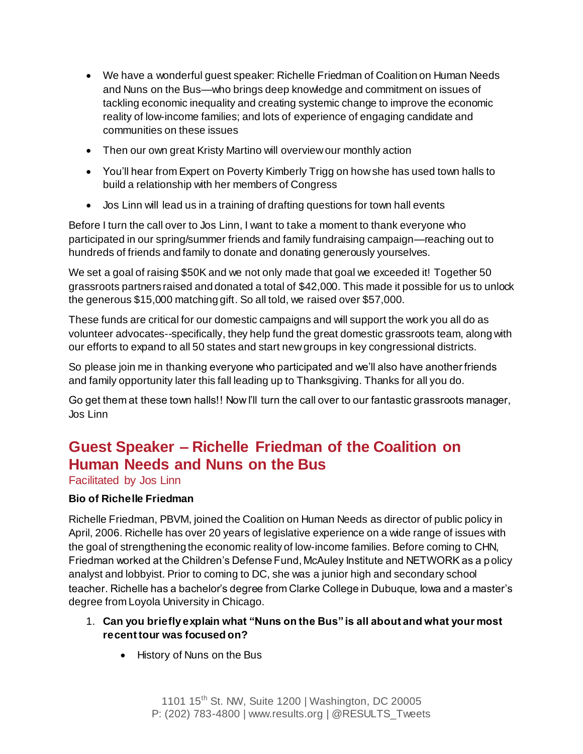- We have a wonderful guest speaker: Richelle Friedman of Coalition on Human Needs and Nuns on the Bus—who brings deep knowledge and commitment on issues of tackling economic inequality and creating systemic change to improve the economic reality of low-income families; and lots of experience of engaging candidate and communities on these issues
- Then our own great Kristy Martino will overview our monthly action
- You'll hear from Expert on Poverty Kimberly Trigg on how she has used town halls to build a relationship with her members of Congress
- Jos Linn will lead us in a training of drafting questions for town hall events

Before I turn the call over to Jos Linn, I want to take a moment to thank everyone who participated in our spring/summer friends and family fundraising campaign—reaching out to hundreds of friends and family to donate and donating generously yourselves.

We set a goal of raising $50K and we not only made that goal we exceeded it! Together 50 grassroots partners raised and donated a total of $42,000. This made it possible for us to unlock the generous $15,000 matching gift. So all told, we raised over $57,000.

These funds are critical for our domestic campaigns and will support the work you all do as volunteer advocates--specifically, they help fund the great domestic grassroots team, along with our efforts to expand to all 50 states and start new groups in key congressional districts.

So please join me in thanking everyone who participated and we'll also have another friends and family opportunity later this fall leading up to Thanksgiving. Thanks for all you do.

Go get them at these town halls!! Now I'll turn the call over to our fantastic grassroots manager, Jos Linn

## Guest Speaker – Richelle Friedman of the Coalition on Human Needs and Nuns on the Bus

Facilitated by Jos Linn

**Bio of Richelle Friedman**

Richelle Friedman, PBVM, joined the Coalition on Human Needs as director of public policy in April, 2006. Richelle has over 20 years of legislative experience on a wide range of issues with the goal of strengthening the economic reality of low-income families. Before coming to CHN, Friedman worked at the Children's Defense Fund, McAuley Institute and NETWORK as a policy analyst and lobbyist. Prior to coming to DC, she was a junior high and secondary school teacher. Richelle has a bachelor's degree from Clarke College in Dubuque, Iowa and a master's degree from Loyola University in Chicago.

1. **Can you briefly explain what "Nuns on the Bus" is all about and what your most recent tour was focused on?**
    - History of Nuns on the Bus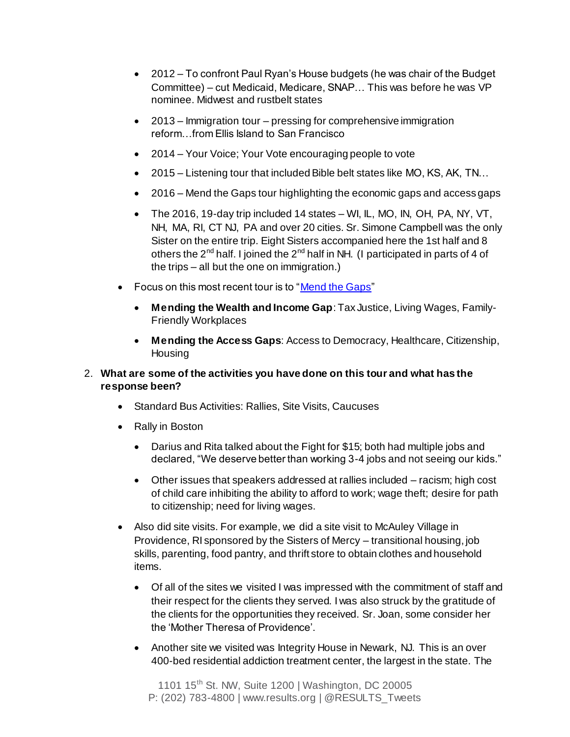- 2012 – To confront Paul Ryan's House budgets (he was chair of the Budget Committee) – cut Medicaid, Medicare, SNAP… This was before he was VP nominee. Midwest and rustbelt states
- 2013 – Immigration tour – pressing for comprehensive immigration reform…from Ellis Island to San Francisco
- 2014 – Your Voice; Your Vote encouraging people to vote
- 2015 – Listening tour that included Bible belt states like MO, KS, AK, TN…
- 2016 – Mend the Gaps tour highlighting the economic gaps and access gaps
- The 2016, 19-day trip included 14 states – WI, IL, MO, IN, OH, PA, NY, VT, NH, MA, RI, CT NJ, PA and over 20 cities. Sr. Simone Campbell was the only Sister on the entire trip. Eight Sisters accompanied here the 1st half and 8 others the 2nd half. I joined the 2nd half in NH. (I participated in parts of 4 of the trips – all but the one on immigration.)

- Focus on this most recent tour is to "Mend the Gaps"
  - **Mending the Wealth and Income Gap**: Tax Justice, Living Wages, Family-Friendly Workplaces
  - **Mending the Access Gaps**: Access to Democracy, Healthcare, Citizenship, Housing

2. **What are some of the activities you have done on this tour and what has the response been?**
   - Standard Bus Activities: Rallies, Site Visits, Caucuses
   - Rally in Boston
     - Darius and Rita talked about the Fight for $15; both had multiple jobs and declared, "We deserve better than working 3-4 jobs and not seeing our kids."
     - Other issues that speakers addressed at rallies included – racism; high cost of child care inhibiting the ability to afford to work; wage theft; desire for path to citizenship; need for living wages.
   - Also did site visits. For example, we did a site visit to McAuley Village in Providence, RI sponsored by the Sisters of Mercy – transitional housing, job skills, parenting, food pantry, and thrift store to obtain clothes and household items.
     - Of all of the sites we visited I was impressed with the commitment of staff and their respect for the clients they served. I was also struck by the gratitude of the clients for the opportunities they received. Sr. Joan, some consider her the 'Mother Theresa of Providence'.
     - Another site we visited was Integrity House in Newark, NJ. This is an over 400-bed residential addiction treatment center, the largest in the state. The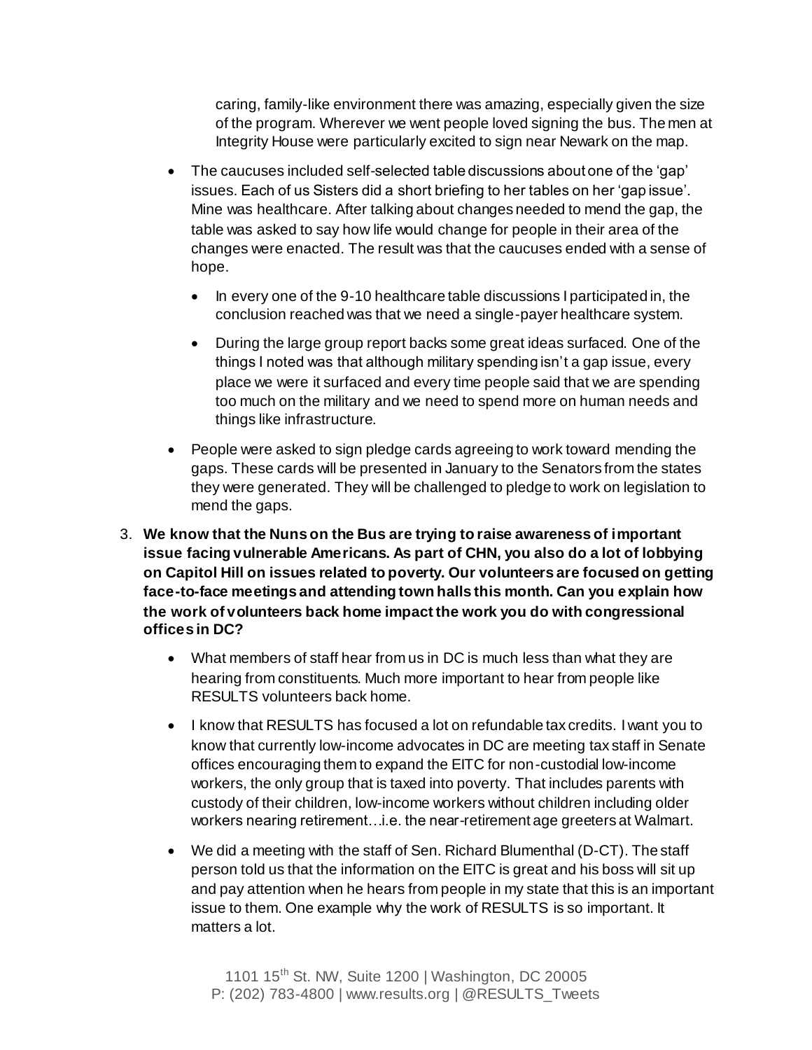caring, family-like environment there was amazing, especially given the size of the program. Wherever we went people loved signing the bus. The men at Integrity House were particularly excited to sign near Newark on the map.

- The caucuses included self-selected table discussions about one of the 'gap' issues. Each of us Sisters did a short briefing to her tables on her 'gap issue'. Mine was healthcare. After talking about changes needed to mend the gap, the table was asked to say how life would change for people in their area of the changes were enacted. The result was that the caucuses ended with a sense of hope.
  - In every one of the 9-10 healthcare table discussions I participated in, the conclusion reached was that we need a single-payer healthcare system.
  - During the large group report backs some great ideas surfaced. One of the things I noted was that although military spending isn't a gap issue, every place we were it surfaced and every time people said that we are spending too much on the military and we need to spend more on human needs and things like infrastructure.
- People were asked to sign pledge cards agreeing to work toward mending the gaps. These cards will be presented in January to the Senators from the states they were generated. They will be challenged to pledge to work on legislation to mend the gaps.

3. **We know that the Nuns on the Bus are trying to raise awareness of important issue facing vulnerable Americans. As part of CHN, you also do a lot of lobbying on Capitol Hill on issues related to poverty. Our volunteers are focused on getting face-to-face meetings and attending town halls this month. Can you explain how the work of volunteers back home impact the work you do with congressional offices in DC?**
   - What members of staff hear from us in DC is much less than what they are hearing from constituents. Much more important to hear from people like RESULTS volunteers back home.
   - I know that RESULTS has focused a lot on refundable tax credits. I want you to know that currently low-income advocates in DC are meeting tax staff in Senate offices encouraging them to expand the EITC for non-custodial low-income workers, the only group that is taxed into poverty. That includes parents with custody of their children, low-income workers without children including older workers nearing retirement…i.e. the near-retirement age greeters at Walmart.
   - We did a meeting with the staff of Sen. Richard Blumenthal (D-CT). The staff person told us that the information on the EITC is great and his boss will sit up and pay attention when he hears from people in my state that this is an important issue to them. One example why the work of RESULTS is so important. It matters a lot.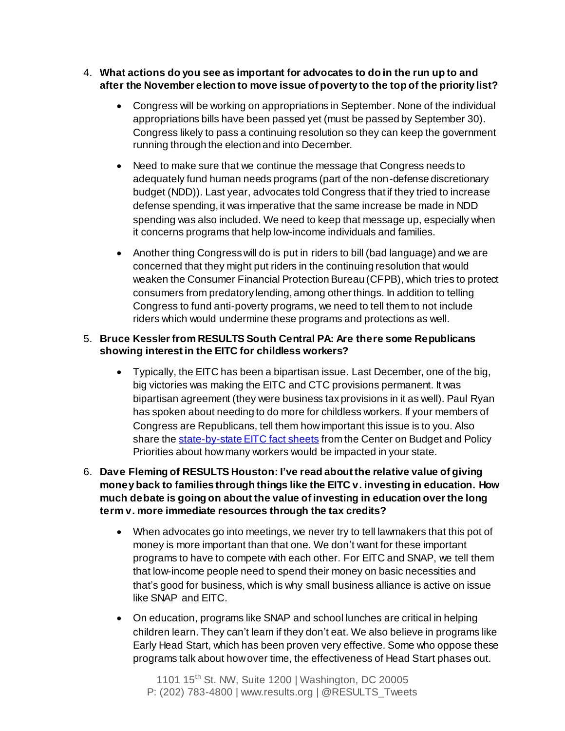4. **What actions do you see as important for advocates to do in the run up to and after the November election to move issue of poverty to the top of the priority list?**

    - Congress will be working on appropriations in September. None of the individual appropriations bills have been passed yet (must be passed by September 30). Congress likely to pass a continuing resolution so they can keep the government running through the election and into December.

    - Need to make sure that we continue the message that Congress needs to adequately fund human needs programs (part of the non-defense discretionary budget (NDD)). Last year, advocates told Congress that if they tried to increase defense spending, it was imperative that the same increase be made in NDD spending was also included. We need to keep that message up, especially when it concerns programs that help low-income individuals and families.

    - Another thing Congress will do is put in riders to bill (bad language) and we are concerned that they might put riders in the continuing resolution that would weaken the Consumer Financial Protection Bureau (CFPB), which tries to protect consumers from predatory lending, among other things. In addition to telling Congress to fund anti-poverty programs, we need to tell them to not include riders which would undermine these programs and protections as well.

5. **Bruce Kessler from RESULTS South Central PA: Are there some Republicans showing interest in the EITC for childless workers?**

    - Typically, the EITC has been a bipartisan issue. Last December, one of the big, big victories was making the EITC and CTC provisions permanent. It was bipartisan agreement (they were business tax provisions in it as well). Paul Ryan has spoken about needing to do more for childless workers. If your members of Congress are Republicans, tell them how important this issue is to you. Also share the [state-by-state EITC fact sheets]() from the Center on Budget and Policy Priorities about how many workers would be impacted in your state.

6. **Dave Fleming of RESULTS Houston: I've read about the relative value of giving money back to families through things like the EITC v. investing in education. How much debate is going on about the value of investing in education over the long term v. more immediate resources through the tax credits?**

    - When advocates go into meetings, we never try to tell lawmakers that this pot of money is more important than that one. We don't want for these important programs to have to compete with each other. For EITC and SNAP, we tell them that low-income people need to spend their money on basic necessities and that's good for business, which is why small business alliance is active on issue like SNAP and EITC.

    - On education, programs like SNAP and school lunches are critical in helping children learn. They can't learn if they don't eat. We also believe in programs like Early Head Start, which has been proven very effective. Some who oppose these programs talk about how over time, the effectiveness of Head Start phases out.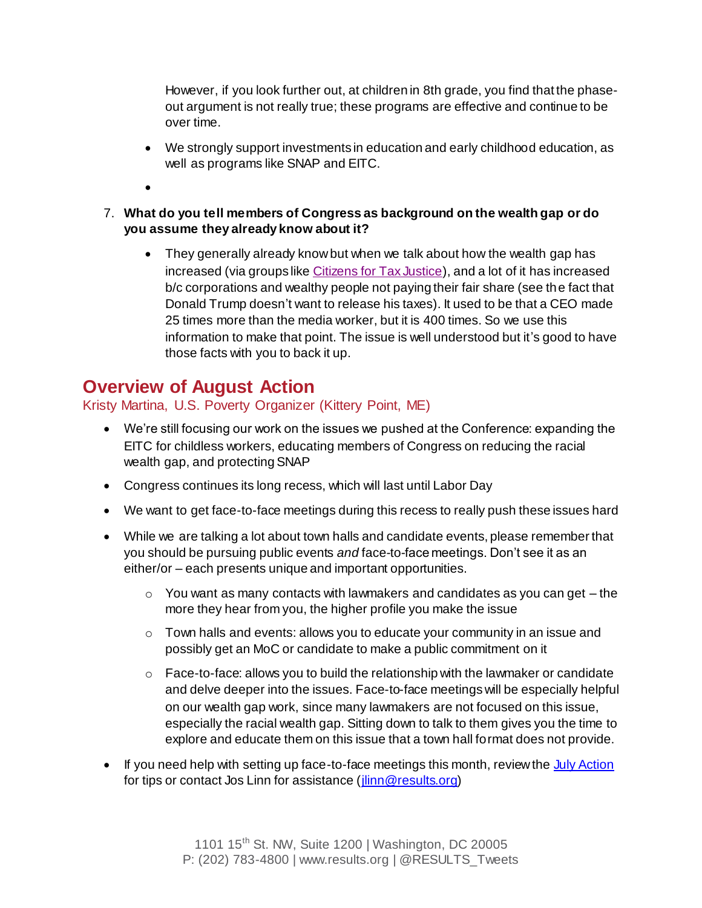However, if you look further out, at children in 8th grade, you find that the phase-out argument is not really true; these programs are effective and continue to be over time.

- We strongly support investments in education and early childhood education, as well as programs like SNAP and EITC.
-

7. **What do you tell members of Congress as background on the wealth gap or do you assume they already know about it?**

    - They generally already know but when we talk about how the wealth gap has increased (via groups like Citizens for Tax Justice), and a lot of it has increased b/c corporations and wealthy people not paying their fair share (see the fact that Donald Trump doesn't want to release his taxes). It used to be that a CEO made 25 times more than the media worker, but it is 400 times. So we use this information to make that point. The issue is well understood but it's good to have those facts with you to back it up.

## Overview of August Action

Kristy Martina, U.S. Poverty Organizer (Kittery Point, ME)

- We're still focusing our work on the issues we pushed at the Conference: expanding the EITC for childless workers, educating members of Congress on reducing the racial wealth gap, and protecting SNAP
- Congress continues its long recess, which will last until Labor Day
- We want to get face-to-face meetings during this recess to really push these issues hard
- While we are talking a lot about town halls and candidate events, please remember that you should be pursuing public events *and* face-to-face meetings. Don't see it as an either/or – each presents unique and important opportunities.
    - You want as many contacts with lawmakers and candidates as you can get – the more they hear from you, the higher profile you make the issue
    - Town halls and events: allows you to educate your community in an issue and possibly get an MoC or candidate to make a public commitment on it
    - Face-to-face: allows you to build the relationship with the lawmaker or candidate and delve deeper into the issues. Face-to-face meetings will be especially helpful on our wealth gap work, since many lawmakers are not focused on this issue, especially the racial wealth gap. Sitting down to talk to them gives you the time to explore and educate them on this issue that a town hall format does not provide.
- If you need help with setting up face-to-face meetings this month, review the July Action for tips or contact Jos Linn for assistance (jlinn@results.org)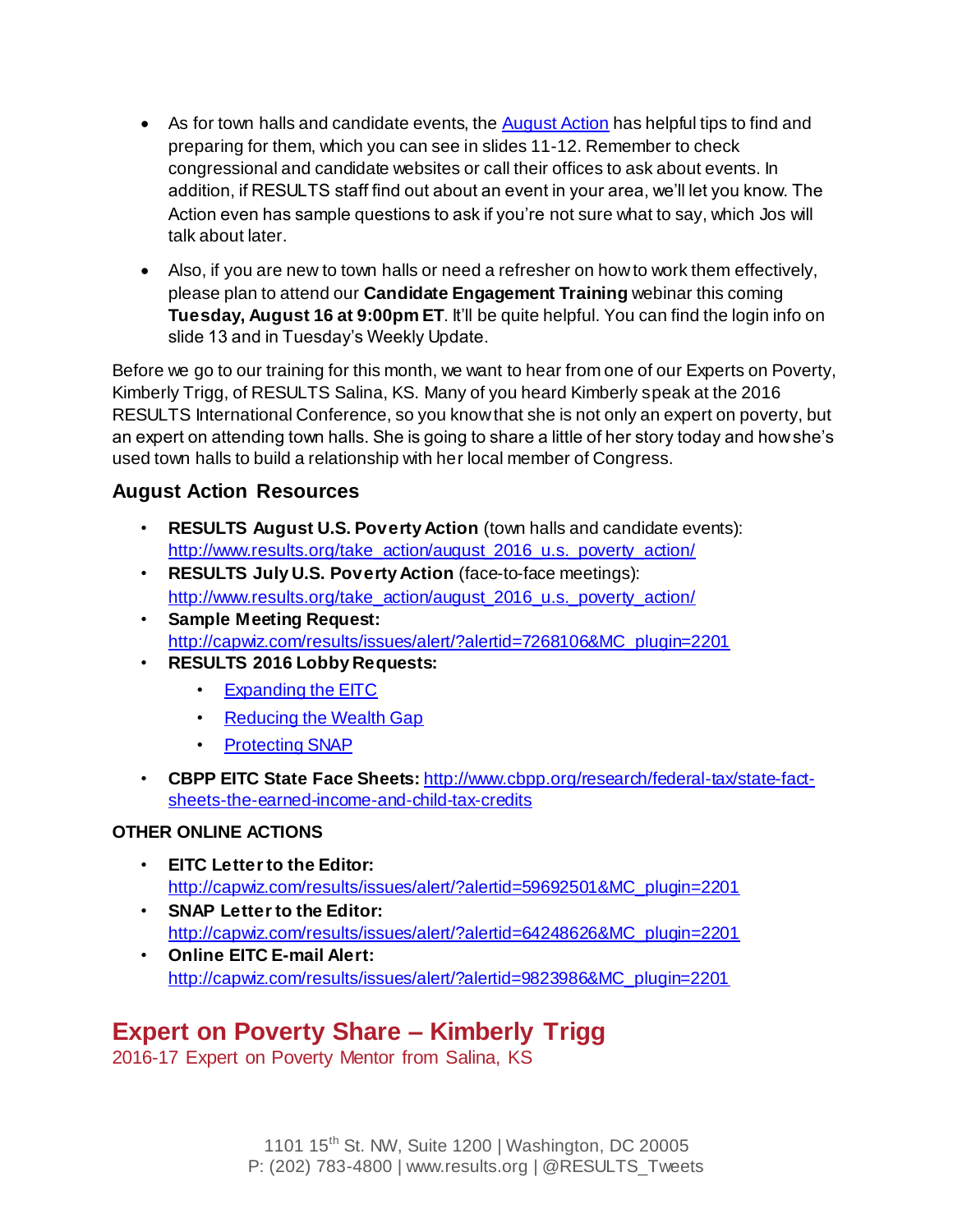- As for town halls and candidate events, the [August Action]() has helpful tips to find and preparing for them, which you can see in slides 11-12. Remember to check congressional and candidate websites or call their offices to ask about events. In addition, if RESULTS staff find out about an event in your area, we'll let you know. The Action even has sample questions to ask if you're not sure what to say, which Jos will talk about later.
- Also, if you are new to town halls or need a refresher on how to work them effectively, please plan to attend our **Candidate Engagement Training** webinar this coming **Tuesday, August 16 at 9:00pm ET**. It'll be quite helpful. You can find the login info on slide 13 and in Tuesday's Weekly Update.

Before we go to our training for this month, we want to hear from one of our Experts on Poverty, Kimberly Trigg, of RESULTS Salina, KS. Many of you heard Kimberly speak at the 2016 RESULTS International Conference, so you know that she is not only an expert on poverty, but an expert on attending town halls. She is going to share a little of her story today and how she's used town halls to build a relationship with her local member of Congress.

### August Action Resources

- **RESULTS August U.S. Poverty Action** (town halls and candidate events): http://www.results.org/take_action/august_2016_u.s._poverty_action/
- **RESULTS July U.S. Poverty Action** (face-to-face meetings): http://www.results.org/take_action/august_2016_u.s._poverty_action/
- **Sample Meeting Request:** http://capwiz.com/results/issues/alert/?alertid=7268106&MC_plugin=2201
- **RESULTS 2016 Lobby Requests:**
  - Expanding the EITC
  - Reducing the Wealth Gap
  - Protecting SNAP
- **CBPP EITC State Face Sheets:** http://www.cbpp.org/research/federal-tax/state-fact-sheets-the-earned-income-and-child-tax-credits

**OTHER ONLINE ACTIONS**

- **EITC Letter to the Editor:** http://capwiz.com/results/issues/alert/?alertid=59692501&MC_plugin=2201
- **SNAP Letter to the Editor:** http://capwiz.com/results/issues/alert/?alertid=64248626&MC_plugin=2201
- **Online EITC E-mail Alert:** http://capwiz.com/results/issues/alert/?alertid=9823986&MC_plugin=2201

## Expert on Poverty Share – Kimberly Trigg

2016-17 Expert on Poverty Mentor from Salina, KS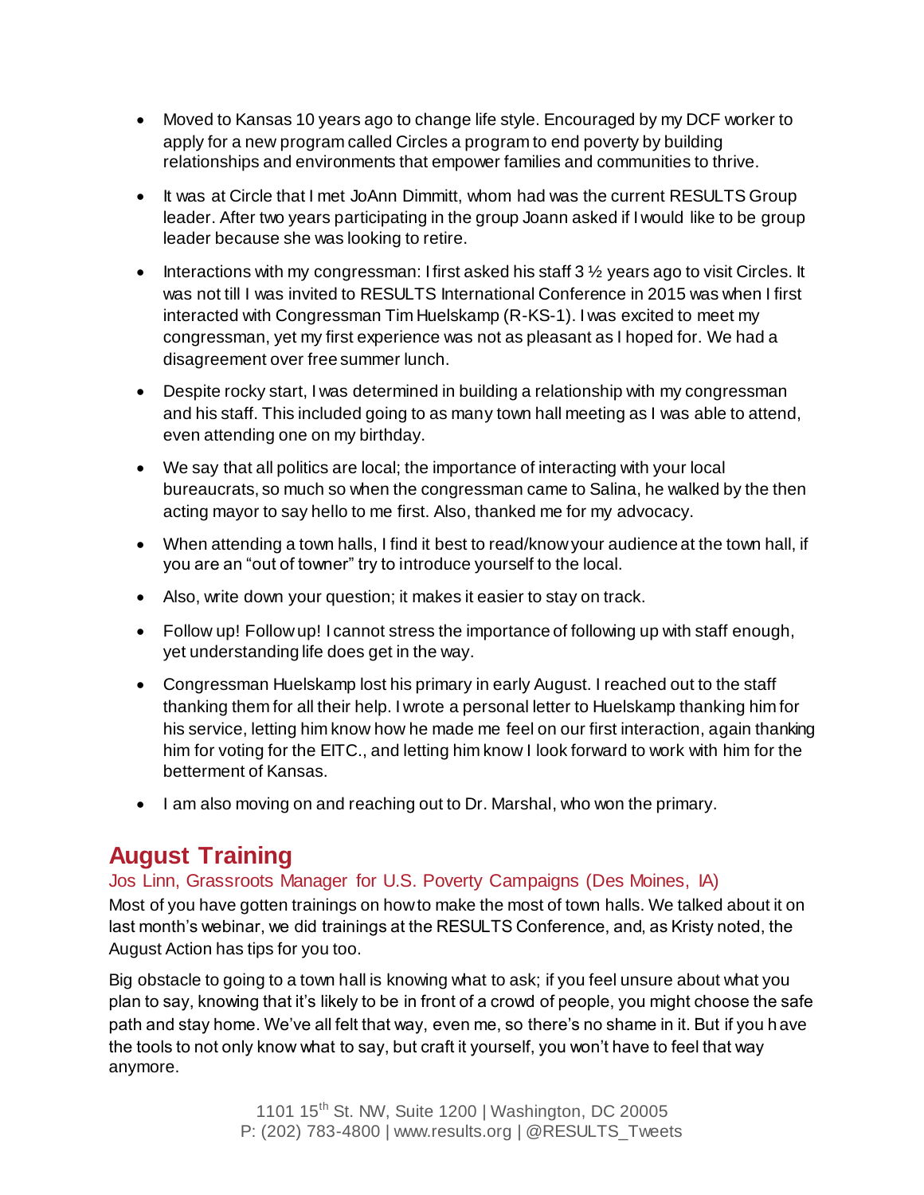- Moved to Kansas 10 years ago to change life style. Encouraged by my DCF worker to apply for a new program called Circles a program to end poverty by building relationships and environments that empower families and communities to thrive.

- It was at Circle that I met JoAnn Dimmitt, whom had was the current RESULTS Group leader. After two years participating in the group Joann asked if I would like to be group leader because she was looking to retire.

- Interactions with my congressman: I first asked his staff 3 ½ years ago to visit Circles. It was not till I was invited to RESULTS International Conference in 2015 was when I first interacted with Congressman Tim Huelskamp (R-KS-1). I was excited to meet my congressman, yet my first experience was not as pleasant as I hoped for. We had a disagreement over free summer lunch.

- Despite rocky start, I was determined in building a relationship with my congressman and his staff. This included going to as many town hall meeting as I was able to attend, even attending one on my birthday.

- We say that all politics are local; the importance of interacting with your local bureaucrats, so much so when the congressman came to Salina, he walked by the then acting mayor to say hello to me first. Also, thanked me for my advocacy.

- When attending a town halls, I find it best to read/know your audience at the town hall, if you are an "out of towner" try to introduce yourself to the local.

- Also, write down your question; it makes it easier to stay on track.

- Follow up! Follow up! I cannot stress the importance of following up with staff enough, yet understanding life does get in the way.

- Congressman Huelskamp lost his primary in early August. I reached out to the staff thanking them for all their help. I wrote a personal letter to Huelskamp thanking him for his service, letting him know how he made me feel on our first interaction, again thanking him for voting for the EITC., and letting him know I look forward to work with him for the betterment of Kansas.

- I am also moving on and reaching out to Dr. Marshal, who won the primary.

## August Training

### Jos Linn, Grassroots Manager for U.S. Poverty Campaigns (Des Moines, IA)

Most of you have gotten trainings on how to make the most of town halls. We talked about it on last month's webinar, we did trainings at the RESULTS Conference, and, as Kristy noted, the August Action has tips for you too.

Big obstacle to going to a town hall is knowing what to ask; if you feel unsure about what you plan to say, knowing that it's likely to be in front of a crowd of people, you might choose the safe path and stay home. We've all felt that way, even me, so there's no shame in it. But if you have the tools to not only know what to say, but craft it yourself, you won't have to feel that way anymore.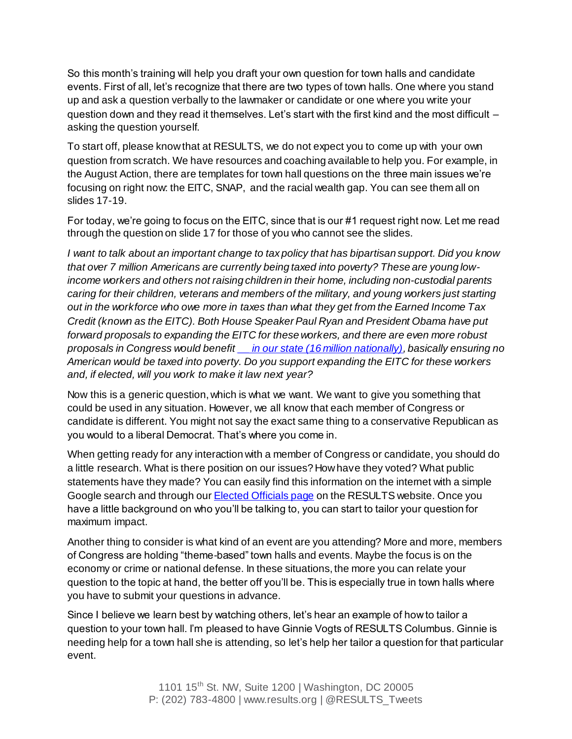So this month's training will help you draft your own question for town halls and candidate events. First of all, let's recognize that there are two types of town halls. One where you stand up and ask a question verbally to the lawmaker or candidate or one where you write your question down and they read it themselves. Let's start with the first kind and the most difficult – asking the question yourself.

To start off, please know that at RESULTS, we do not expect you to come up with your own question from scratch. We have resources and coaching available to help you. For example, in the August Action, there are templates for town hall questions on the three main issues we're focusing on right now: the EITC, SNAP, and the racial wealth gap. You can see them all on slides 17-19.

For today, we're going to focus on the EITC, since that is our #1 request right now. Let me read through the question on slide 17 for those of you who cannot see the slides.

*I want to talk about an important change to tax policy that has bipartisan support. Did you know that over 7 million Americans are currently being taxed into poverty? These are young low-income workers and others not raising children in their home, including non-custodial parents caring for their children, veterans and members of the military, and young workers just starting out in the workforce who owe more in taxes than what they get from the Earned Income Tax Credit (known as the EITC). Both House Speaker Paul Ryan and President Obama have put forward proposals to expanding the EITC for these workers, and there are even more robust proposals in Congress would benefit [___ in our state (16 million nationally)], basically ensuring no American would be taxed into poverty. Do you support expanding the EITC for these workers and, if elected, will you work to make it law next year?*

Now this is a generic question, which is what we want. We want to give you something that could be used in any situation. However, we all know that each member of Congress or candidate is different. You might not say the exact same thing to a conservative Republican as you would to a liberal Democrat. That's where you come in.

When getting ready for any interaction with a member of Congress or candidate, you should do a little research. What is there position on our issues? How have they voted? What public statements have they made? You can easily find this information on the internet with a simple Google search and through our [Elected Officials page] on the RESULTS website. Once you have a little background on who you'll be talking to, you can start to tailor your question for maximum impact.

Another thing to consider is what kind of an event are you attending? More and more, members of Congress are holding "theme-based" town halls and events. Maybe the focus is on the economy or crime or national defense. In these situations, the more you can relate your question to the topic at hand, the better off you'll be. This is especially true in town halls where you have to submit your questions in advance.

Since I believe we learn best by watching others, let's hear an example of how to tailor a question to your town hall. I'm pleased to have Ginnie Vogts of RESULTS Columbus. Ginnie is needing help for a town hall she is attending, so let's help her tailor a question for that particular event.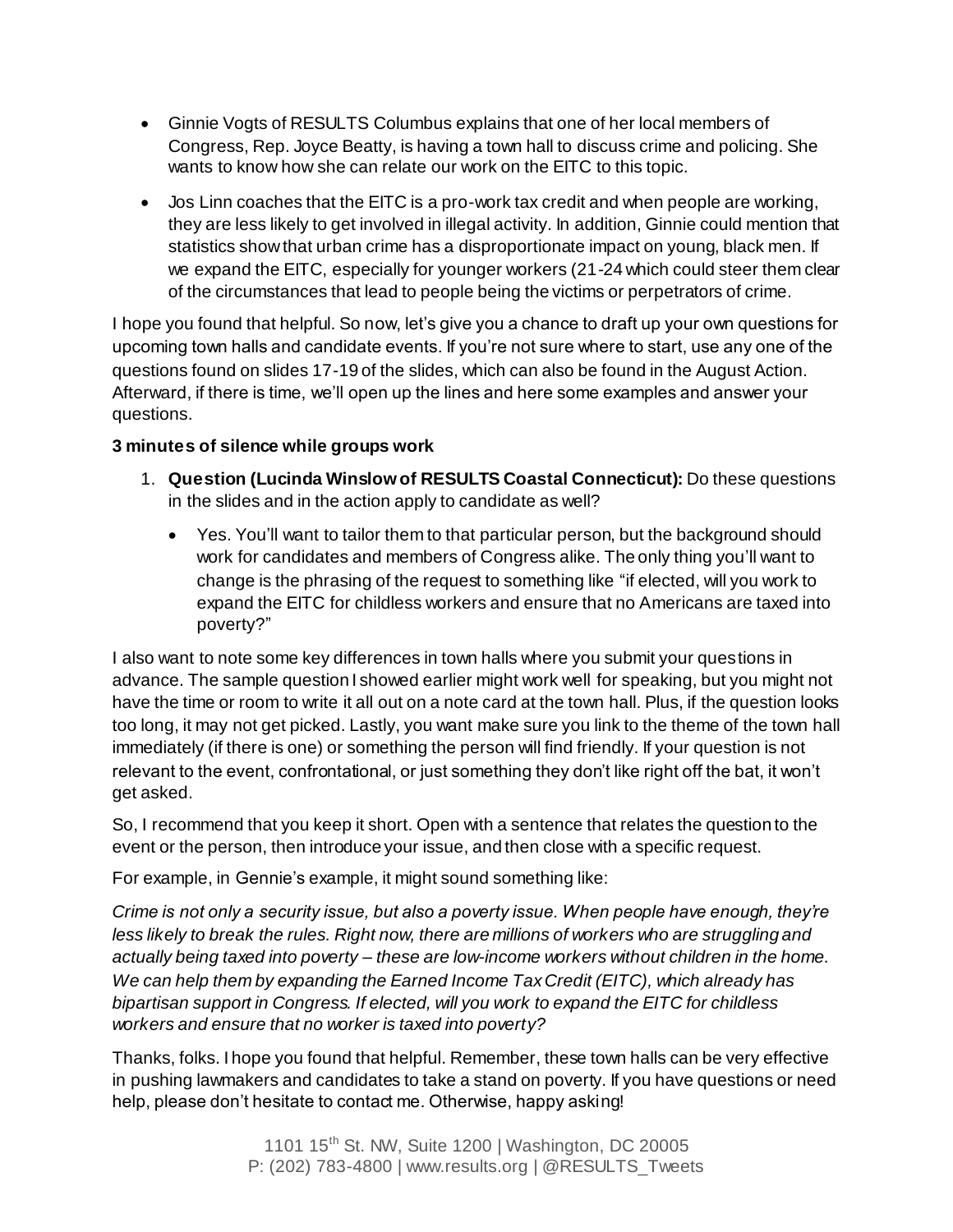- Ginnie Vogts of RESULTS Columbus explains that one of her local members of Congress, Rep. Joyce Beatty, is having a town hall to discuss crime and policing. She wants to know how she can relate our work on the EITC to this topic.
- Jos Linn coaches that the EITC is a pro-work tax credit and when people are working, they are less likely to get involved in illegal activity. In addition, Ginnie could mention that statistics show that urban crime has a disproportionate impact on young, black men. If we expand the EITC, especially for younger workers (21-24 which could steer them clear of the circumstances that lead to people being the victims or perpetrators of crime.

I hope you found that helpful. So now, let's give you a chance to draft up your own questions for upcoming town halls and candidate events. If you're not sure where to start, use any one of the questions found on slides 17-19 of the slides, which can also be found in the August Action. Afterward, if there is time, we'll open up the lines and here some examples and answer your questions.

**3 minutes of silence while groups work**

1. **Question (Lucinda Winslow of RESULTS Coastal Connecticut):** Do these questions in the slides and in the action apply to candidate as well?
   - Yes. You'll want to tailor them to that particular person, but the background should work for candidates and members of Congress alike. The only thing you'll want to change is the phrasing of the request to something like "if elected, will you work to expand the EITC for childless workers and ensure that no Americans are taxed into poverty?"

I also want to note some key differences in town halls where you submit your questions in advance. The sample question I showed earlier might work well for speaking, but you might not have the time or room to write it all out on a note card at the town hall. Plus, if the question looks too long, it may not get picked. Lastly, you want make sure you link to the theme of the town hall immediately (if there is one) or something the person will find friendly. If your question is not relevant to the event, confrontational, or just something they don't like right off the bat, it won't get asked.

So, I recommend that you keep it short. Open with a sentence that relates the question to the event or the person, then introduce your issue, and then close with a specific request.

For example, in Gennie's example, it might sound something like:

*Crime is not only a security issue, but also a poverty issue. When people have enough, they're less likely to break the rules. Right now, there are millions of workers who are struggling and actually being taxed into poverty – these are low-income workers without children in the home. We can help them by expanding the Earned Income Tax Credit (EITC), which already has bipartisan support in Congress. If elected, will you work to expand the EITC for childless workers and ensure that no worker is taxed into poverty?*

Thanks, folks. I hope you found that helpful. Remember, these town halls can be very effective in pushing lawmakers and candidates to take a stand on poverty. If you have questions or need help, please don't hesitate to contact me. Otherwise, happy asking!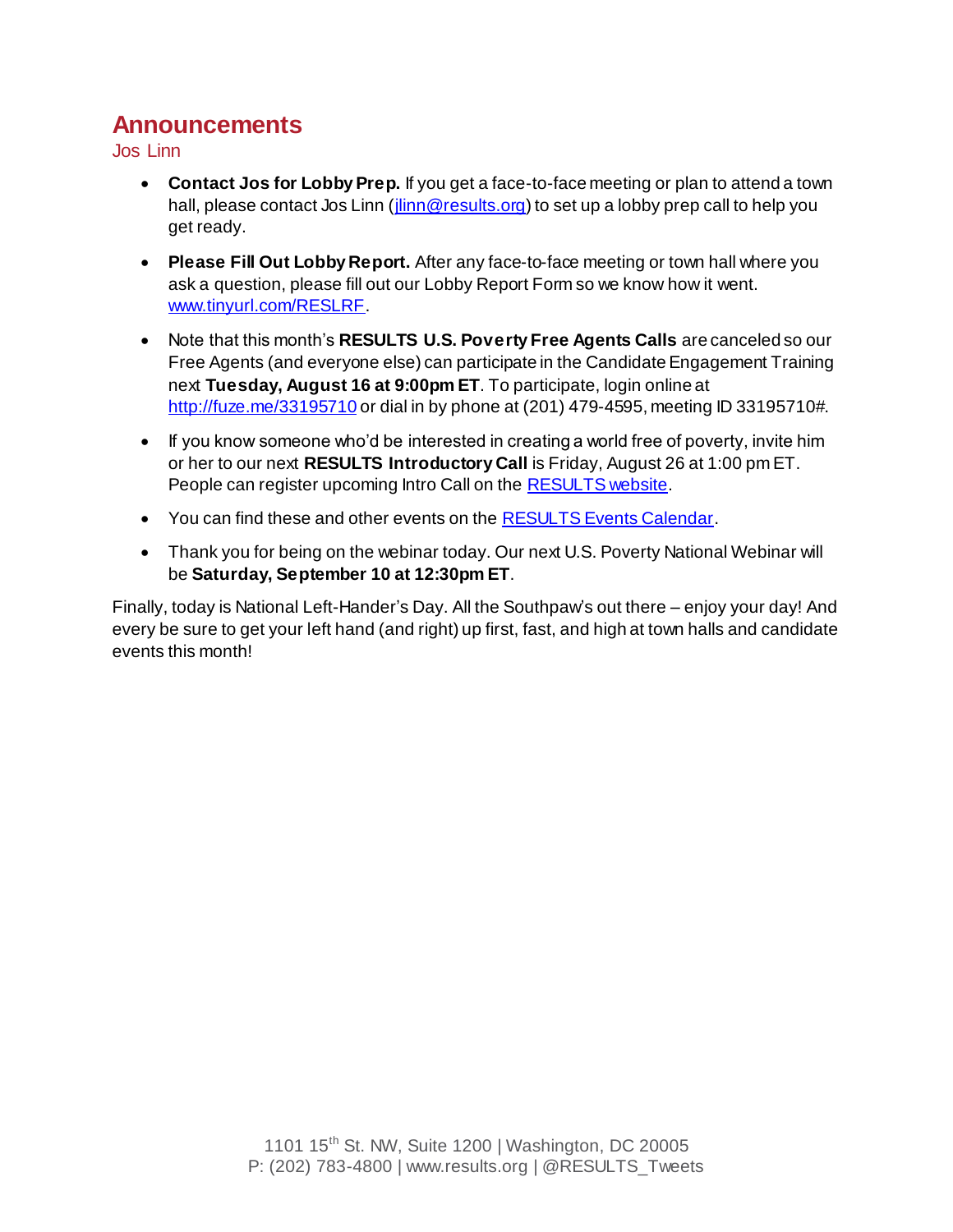## Announcements

Jos Linn

- **Contact Jos for Lobby Prep.** If you get a face-to-face meeting or plan to attend a town hall, please contact Jos Linn (jlinn@results.org) to set up a lobby prep call to help you get ready.
- **Please Fill Out Lobby Report.** After any face-to-face meeting or town hall where you ask a question, please fill out our Lobby Report Form so we know how it went. www.tinyurl.com/RESLRF.
- Note that this month's **RESULTS U.S. Poverty Free Agents Calls** are canceled so our Free Agents (and everyone else) can participate in the Candidate Engagement Training next **Tuesday, August 16 at 9:00pm ET**. To participate, login online at http://fuze.me/33195710 or dial in by phone at (201) 479-4595, meeting ID 33195710#.
- If you know someone who'd be interested in creating a world free of poverty, invite him or her to our next **RESULTS Introductory Call** is Friday, August 26 at 1:00 pm ET. People can register upcoming Intro Call on the RESULTS website.
- You can find these and other events on the RESULTS Events Calendar.
- Thank you for being on the webinar today. Our next U.S. Poverty National Webinar will be **Saturday, September 10 at 12:30pm ET**.

Finally, today is National Left-Hander's Day. All the Southpaw's out there – enjoy your day! And every be sure to get your left hand (and right) up first, fast, and high at town halls and candidate events this month!